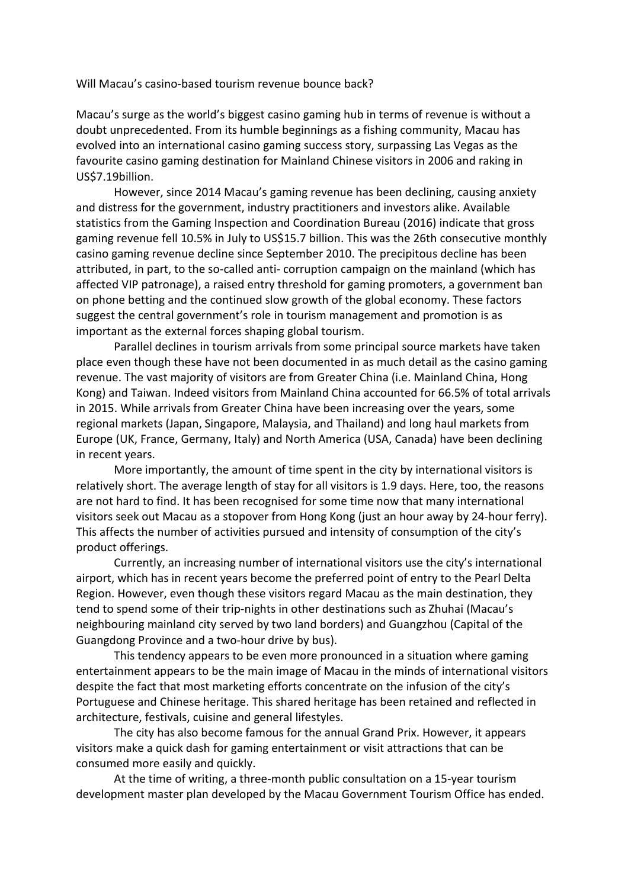Will Macau's casino-based tourism revenue bounce back?

Macau's surge as the world's biggest casino gaming hub in terms of revenue is without a doubt unprecedented. From its humble beginnings as a fishing community, Macau has evolved into an international casino gaming success story, surpassing Las Vegas as the favourite casino gaming destination for Mainland Chinese visitors in 2006 and raking in US$7.19billion.

However, since 2014 Macau's gaming revenue has been declining, causing anxiety and distress for the government, industry practitioners and investors alike. Available statistics from the Gaming Inspection and Coordination Bureau (2016) indicate that gross gaming revenue fell 10.5% in July to US$15.7 billion. This was the 26th consecutive monthly casino gaming revenue decline since September 2010. The precipitous decline has been attributed, in part, to the so-called anti- corruption campaign on the mainland (which has affected VIP patronage), a raised entry threshold for gaming promoters, a government ban on phone betting and the continued slow growth of the global economy. These factors suggest the central government's role in tourism management and promotion is as important as the external forces shaping global tourism.

Parallel declines in tourism arrivals from some principal source markets have taken place even though these have not been documented in as much detail as the casino gaming revenue. The vast majority of visitors are from Greater China (i.e. Mainland China, Hong Kong) and Taiwan. Indeed visitors from Mainland China accounted for 66.5% of total arrivals in 2015. While arrivals from Greater China have been increasing over the years, some regional markets (Japan, Singapore, Malaysia, and Thailand) and long haul markets from Europe (UK, France, Germany, Italy) and North America (USA, Canada) have been declining in recent years.

More importantly, the amount of time spent in the city by international visitors is relatively short. The average length of stay for all visitors is 1.9 days. Here, too, the reasons are not hard to find. It has been recognised for some time now that many international visitors seek out Macau as a stopover from Hong Kong (just an hour away by 24-hour ferry). This affects the number of activities pursued and intensity of consumption of the city's product offerings.

Currently, an increasing number of international visitors use the city's international airport, which has in recent years become the preferred point of entry to the Pearl Delta Region. However, even though these visitors regard Macau as the main destination, they tend to spend some of their trip-nights in other destinations such as Zhuhai (Macau's neighbouring mainland city served by two land borders) and Guangzhou (Capital of the Guangdong Province and a two-hour drive by bus).

This tendency appears to be even more pronounced in a situation where gaming entertainment appears to be the main image of Macau in the minds of international visitors despite the fact that most marketing efforts concentrate on the infusion of the city's Portuguese and Chinese heritage. This shared heritage has been retained and reflected in architecture, festivals, cuisine and general lifestyles.

The city has also become famous for the annual Grand Prix. However, it appears visitors make a quick dash for gaming entertainment or visit attractions that can be consumed more easily and quickly.

At the time of writing, a three-month public consultation on a 15-year tourism development master plan developed by the Macau Government Tourism Office has ended.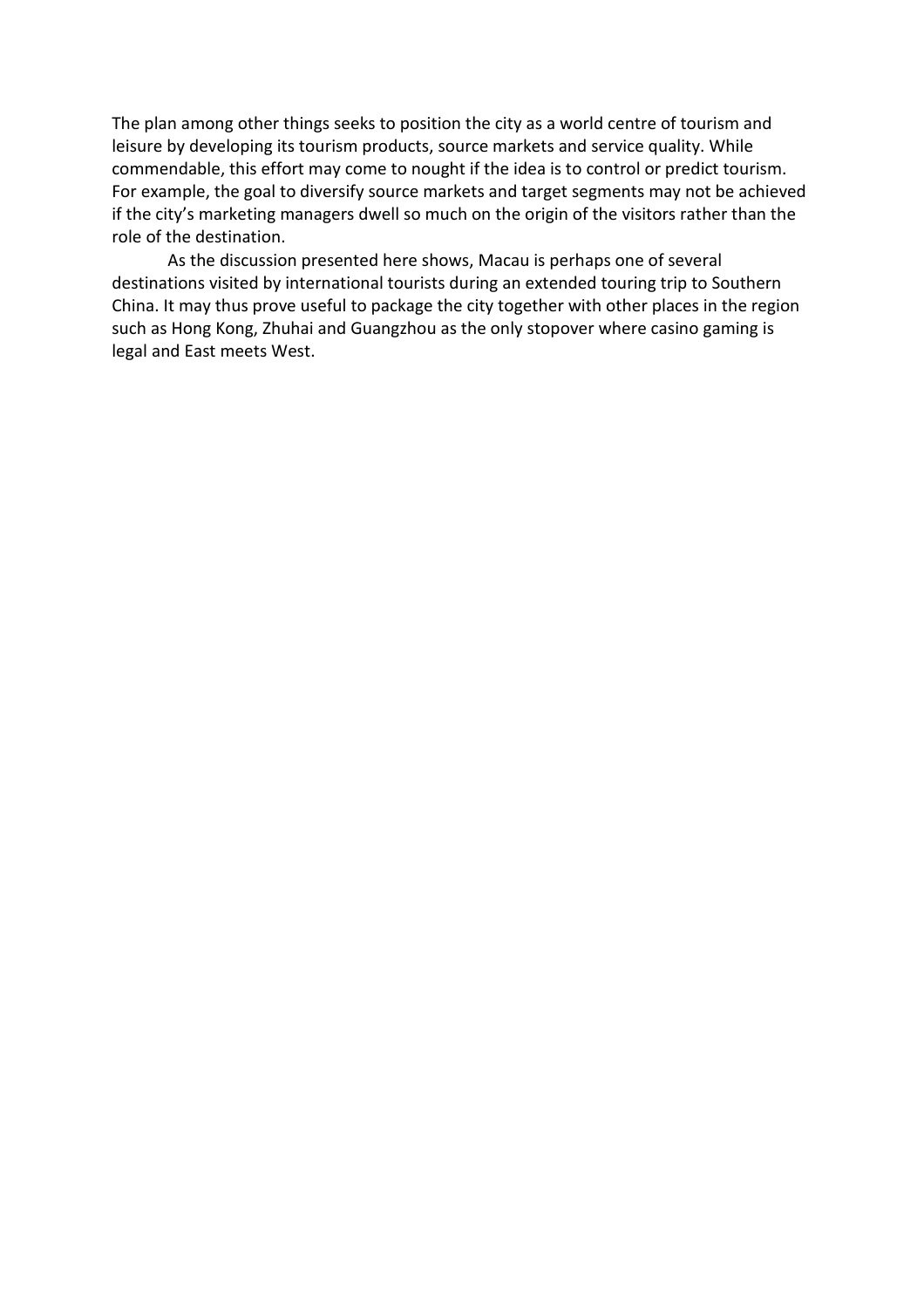The plan among other things seeks to position the city as a world centre of tourism and leisure by developing its tourism products, source markets and service quality. While commendable, this effort may come to nought if the idea is to control or predict tourism. For example, the goal to diversify source markets and target segments may not be achieved if the city's marketing managers dwell so much on the origin of the visitors rather than the role of the destination.

As the discussion presented here shows, Macau is perhaps one of several destinations visited by international tourists during an extended touring trip to Southern China. It may thus prove useful to package the city together with other places in the region such as Hong Kong, Zhuhai and Guangzhou as the only stopover where casino gaming is legal and East meets West.